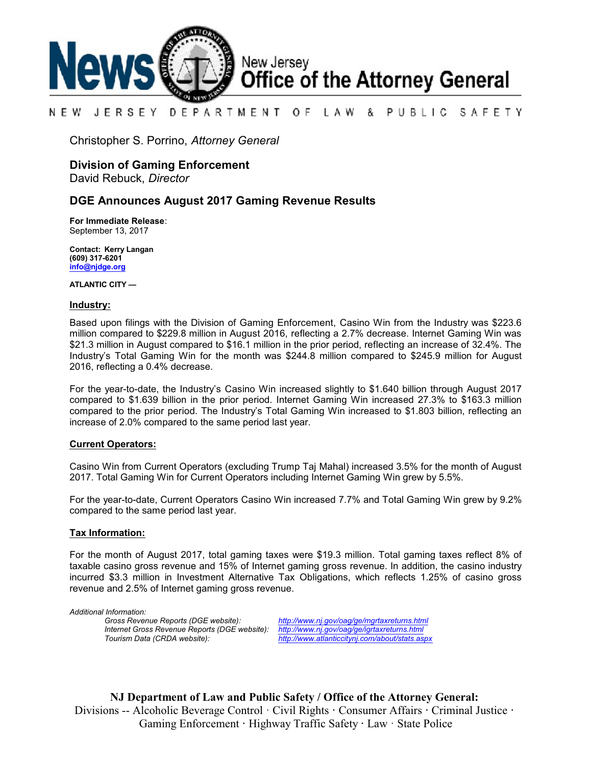# News New Jersey Office of the Attorney General

NEW JERSEY DEPARTMENT OF LAW & PUBLIC SAFETY

Christopher S. Porrino, *Attorney General*

**Division of Gaming Enforcement**
David Rebuck, *Director*

## DGE Announces August 2017 Gaming Revenue Results

**For Immediate Release**:
September 13, 2017

**Contact: Kerry Langan**
**(609) 317-6201**
**info@njdge.org**

**ATLANTIC CITY —**

**Industry:**

Based upon filings with the Division of Gaming Enforcement, Casino Win from the Industry was $223.6 million compared to $229.8 million in August 2016, reflecting a 2.7% decrease. Internet Gaming Win was $21.3 million in August compared to $16.1 million in the prior period, reflecting an increase of 32.4%. The Industry's Total Gaming Win for the month was $244.8 million compared to $245.9 million for August 2016, reflecting a 0.4% decrease.

For the year-to-date, the Industry's Casino Win increased slightly to $1.640 billion through August 2017 compared to $1.639 billion in the prior period. Internet Gaming Win increased 27.3% to $163.3 million compared to the prior period. The Industry's Total Gaming Win increased to $1.803 billion, reflecting an increase of 2.0% compared to the same period last year.

**Current Operators:**

Casino Win from Current Operators (excluding Trump Taj Mahal) increased 3.5% for the month of August 2017. Total Gaming Win for Current Operators including Internet Gaming Win grew by 5.5%.

For the year-to-date, Current Operators Casino Win increased 7.7% and Total Gaming Win grew by 9.2% compared to the same period last year.

**Tax Information:**

For the month of August 2017, total gaming taxes were $19.3 million. Total gaming taxes reflect 8% of taxable casino gross revenue and 15% of Internet gaming gross revenue. In addition, the casino industry incurred $3.3 million in Investment Alternative Tax Obligations, which reflects 1.25% of casino gross revenue and 2.5% of Internet gaming gross revenue.

*Additional Information:*

| | |
|---|---|
| *Gross Revenue Reports (DGE website):* | http://www.nj.gov/oag/ge/mgrtaxreturns.html |
| *Internet Gross Revenue Reports (DGE website):* | http://www.nj.gov/oag/ge/igrtaxreturns.html |
| *Tourism Data (CRDA website):* | http://www.atlanticcitynj.com/about/stats.aspx |

**NJ Department of Law and Public Safety / Office of the Attorney General:**
Divisions -- Alcoholic Beverage Control · Civil Rights · Consumer Affairs · Criminal Justice · Gaming Enforcement · Highway Traffic Safety · Law · State Police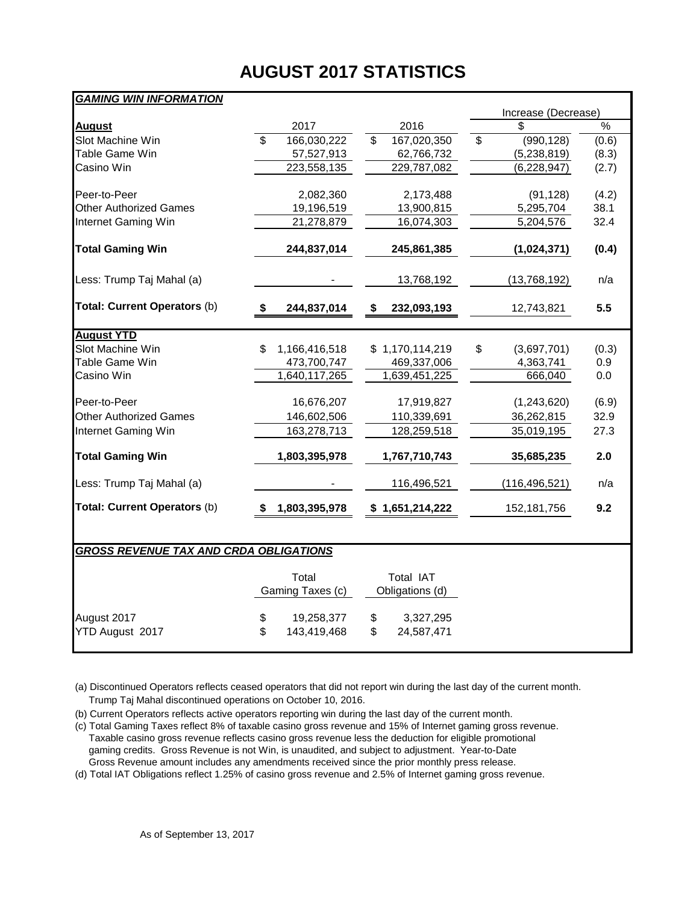# AUGUST 2017 STATISTICS

***GAMING WIN INFORMATION***

| | | | Increase (Decrease) | |
|---|---|---|---|---|
| **August** | 2017 | 2016 | $ | % |
| Slot Machine Win | $ 166,030,222 | $ 167,020,350 | $ (990,128) | (0.6) |
| Table Game Win | 57,527,913 | 62,766,732 | (5,238,819) | (8.3) |
| Casino Win | 223,558,135 | 229,787,082 | (6,228,947) | (2.7) |
| Peer-to-Peer | 2,082,360 | 2,173,488 | (91,128) | (4.2) |
| Other Authorized Games | 19,196,519 | 13,900,815 | 5,295,704 | 38.1 |
| Internet Gaming Win | 21,278,879 | 16,074,303 | 5,204,576 | 32.4 |
| **Total Gaming Win** | **244,837,014** | **245,861,385** | **(1,024,371)** | **(0.4)** |
| Less: Trump Taj Mahal (a) | - | 13,768,192 | (13,768,192) | n/a |
| **Total: Current Operators** (b) | **$ 244,837,014** | **$ 232,093,193** | 12,743,821 | **5.5** |
| **August YTD** | | | | |
| Slot Machine Win | $ 1,166,416,518 | $ 1,170,114,219 | $ (3,697,701) | (0.3) |
| Table Game Win | 473,700,747 | 469,337,006 | 4,363,741 | 0.9 |
| Casino Win | 1,640,117,265 | 1,639,451,225 | 666,040 | 0.0 |
| Peer-to-Peer | 16,676,207 | 17,919,827 | (1,243,620) | (6.9) |
| Other Authorized Games | 146,602,506 | 110,339,691 | 36,262,815 | 32.9 |
| Internet Gaming Win | 163,278,713 | 128,259,518 | 35,019,195 | 27.3 |
| **Total Gaming Win** | **1,803,395,978** | **1,767,710,743** | **35,685,235** | **2.0** |
| Less: Trump Taj Mahal (a) | - | 116,496,521 | (116,496,521) | n/a |
| **Total: Current Operators** (b) | **$ 1,803,395,978** | **$ 1,651,214,222** | 152,181,756 | **9.2** |

***GROSS REVENUE TAX AND CRDA OBLIGATIONS***

| | Total Gaming Taxes (c) | Total IAT Obligations (d) |
|---|---|---|
| August 2017 | $ 19,258,377 | $ 3,327,295 |
| YTD August 2017 | $ 143,419,468 | $ 24,587,471 |

(a) Discontinued Operators reflects ceased operators that did not report win during the last day of the current month. Trump Taj Mahal discontinued operations on October 10, 2016.

(b) Current Operators reflects active operators reporting win during the last day of the current month.

(c) Total Gaming Taxes reflect 8% of taxable casino gross revenue and 15% of Internet gaming gross revenue. Taxable casino gross revenue reflects casino gross revenue less the deduction for eligible promotional gaming credits. Gross Revenue is not Win, is unaudited, and subject to adjustment. Year-to-Date Gross Revenue amount includes any amendments received since the prior monthly press release.

(d) Total IAT Obligations reflect 1.25% of casino gross revenue and 2.5% of Internet gaming gross revenue.

As of September 13, 2017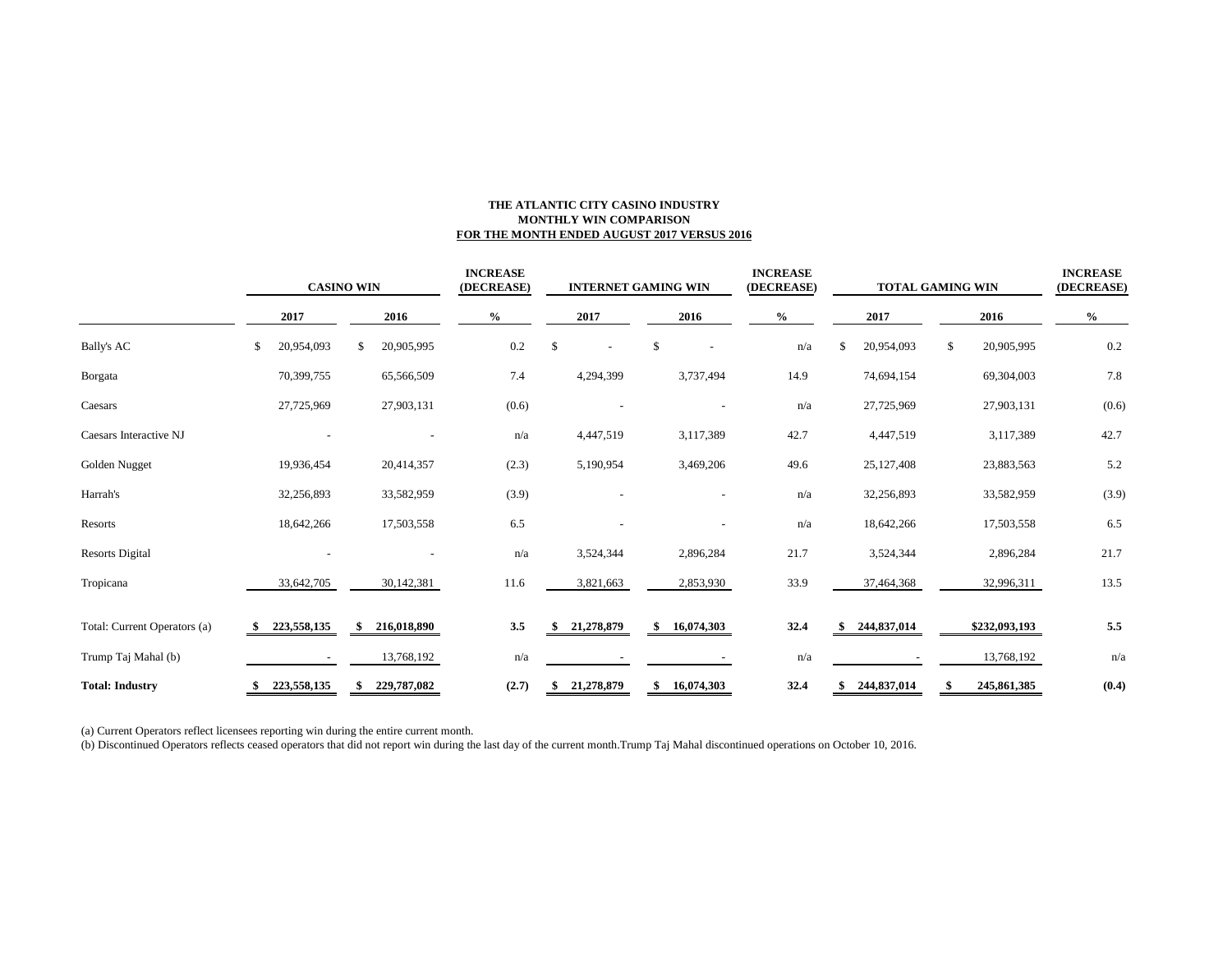**THE ATLANTIC CITY CASINO INDUSTRY**
**MONTHLY WIN COMPARISON**
**FOR THE MONTH ENDED AUGUST 2017 VERSUS 2016**

| | CASINO WIN | | INCREASE (DECREASE) | INTERNET GAMING WIN | | INCREASE (DECREASE) | TOTAL GAMING WIN | | INCREASE (DECREASE) |
|---|---|---|---|---|---|---|---|---|---|
| | 2017 | 2016 | % | 2017 | 2016 | % | 2017 | 2016 | % |
| Bally's AC | $ 20,954,093 | $ 20,905,995 | 0.2 | $ - | $ - | n/a | $ 20,954,093 | $ 20,905,995 | 0.2 |
| Borgata | 70,399,755 | 65,566,509 | 7.4 | 4,294,399 | 3,737,494 | 14.9 | 74,694,154 | 69,304,003 | 7.8 |
| Caesars | 27,725,969 | 27,903,131 | (0.6) | - | - | n/a | 27,725,969 | 27,903,131 | (0.6) |
| Caesars Interactive NJ | - | - | n/a | 4,447,519 | 3,117,389 | 42.7 | 4,447,519 | 3,117,389 | 42.7 |
| Golden Nugget | 19,936,454 | 20,414,357 | (2.3) | 5,190,954 | 3,469,206 | 49.6 | 25,127,408 | 23,883,563 | 5.2 |
| Harrah's | 32,256,893 | 33,582,959 | (3.9) | - | - | n/a | 32,256,893 | 33,582,959 | (3.9) |
| Resorts | 18,642,266 | 17,503,558 | 6.5 | - | - | n/a | 18,642,266 | 17,503,558 | 6.5 |
| Resorts Digital | - | - | n/a | 3,524,344 | 2,896,284 | 21.7 | 3,524,344 | 2,896,284 | 21.7 |
| Tropicana | 33,642,705 | 30,142,381 | 11.6 | 3,821,663 | 2,853,930 | 33.9 | 37,464,368 | 32,996,311 | 13.5 |
| Total: Current Operators (a) | **$ 223,558,135** | **$ 216,018,890** | **3.5** | **$ 21,278,879** | **$ 16,074,303** | **32.4** | **$ 244,837,014** | **$232,093,193** | **5.5** |
| Trump Taj Mahal (b) | - | 13,768,192 | n/a | - | - | n/a | - | 13,768,192 | n/a |
| **Total: Industry** | **$ 223,558,135** | **$ 229,787,082** | **(2.7)** | **$ 21,278,879** | **$ 16,074,303** | **32.4** | **$ 244,837,014** | **$ 245,861,385** | **(0.4)** |

(a) Current Operators reflect licensees reporting win during the entire current month.
(b) Discontinued Operators reflects ceased operators that did not report win during the last day of the current month.Trump Taj Mahal discontinued operations on October 10, 2016.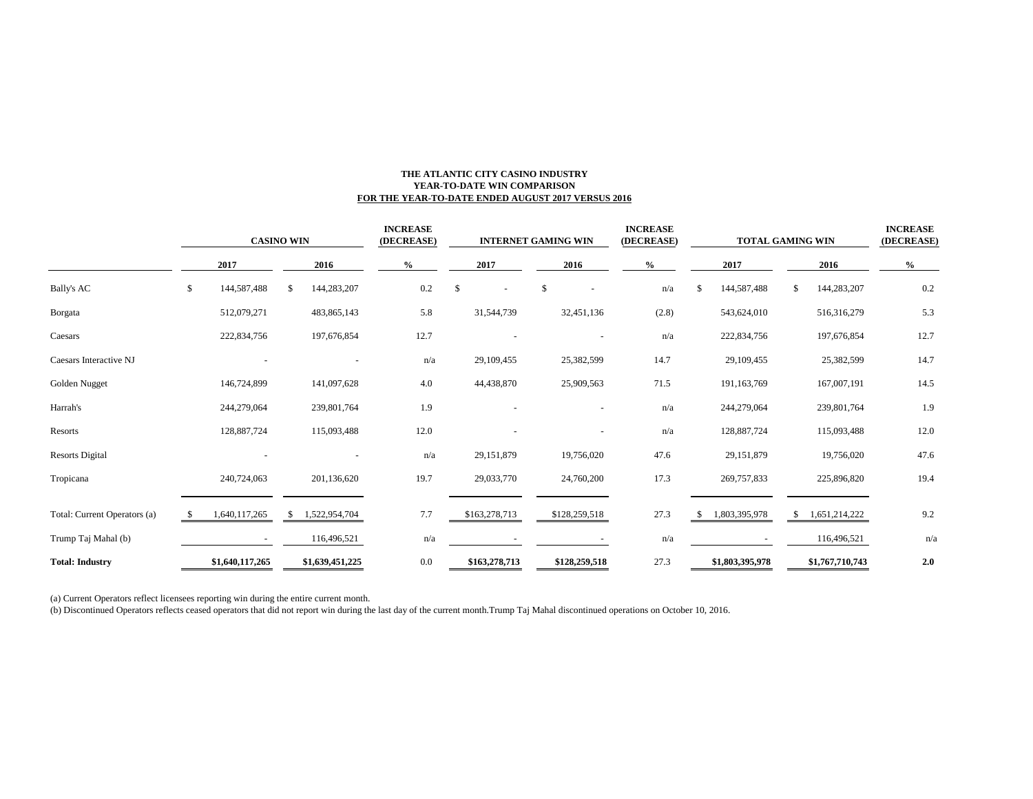**THE ATLANTIC CITY CASINO INDUSTRY**
**YEAR-TO-DATE WIN COMPARISON**
**FOR THE YEAR-TO-DATE ENDED AUGUST 2017 VERSUS 2016**

| | CASINO WIN | | INCREASE (DECREASE) | INTERNET GAMING WIN | | INCREASE (DECREASE) | TOTAL GAMING WIN | | INCREASE (DECREASE) |
|---|---|---|---|---|---|---|---|---|---|
| | 2017 | 2016 | % | 2017 | 2016 | % | 2017 | 2016 | % |
| Bally's AC | $ 144,587,488 | $ 144,283,207 | 0.2 | $ - | $ - | n/a | $ 144,587,488 | $ 144,283,207 | 0.2 |
| Borgata | 512,079,271 | 483,865,143 | 5.8 | 31,544,739 | 32,451,136 | (2.8) | 543,624,010 | 516,316,279 | 5.3 |
| Caesars | 222,834,756 | 197,676,854 | 12.7 | - | - | n/a | 222,834,756 | 197,676,854 | 12.7 |
| Caesars Interactive NJ | - | - | n/a | 29,109,455 | 25,382,599 | 14.7 | 29,109,455 | 25,382,599 | 14.7 |
| Golden Nugget | 146,724,899 | 141,097,628 | 4.0 | 44,438,870 | 25,909,563 | 71.5 | 191,163,769 | 167,007,191 | 14.5 |
| Harrah's | 244,279,064 | 239,801,764 | 1.9 | - | - | n/a | 244,279,064 | 239,801,764 | 1.9 |
| Resorts | 128,887,724 | 115,093,488 | 12.0 | - | - | n/a | 128,887,724 | 115,093,488 | 12.0 |
| Resorts Digital | - | - | n/a | 29,151,879 | 19,756,020 | 47.6 | 29,151,879 | 19,756,020 | 47.6 |
| Tropicana | 240,724,063 | 201,136,620 | 19.7 | 29,033,770 | 24,760,200 | 17.3 | 269,757,833 | 225,896,820 | 19.4 |
| Total: Current Operators (a) | $ 1,640,117,265 | $ 1,522,954,704 | 7.7 | $163,278,713 | $128,259,518 | 27.3 | $ 1,803,395,978 | $ 1,651,214,222 | 9.2 |
| Trump Taj Mahal (b) | - | 116,496,521 | n/a | - | - | n/a | - | 116,496,521 | n/a |
| **Total: Industry** | **$1,640,117,265** | **$1,639,451,225** | 0.0 | **$163,278,713** | **$128,259,518** | 27.3 | **$1,803,395,978** | **$1,767,710,743** | **2.0** |

(a) Current Operators reflect licensees reporting win during the entire current month.
(b) Discontinued Operators reflects ceased operators that did not report win during the last day of the current month.Trump Taj Mahal discontinued operations on October 10, 2016.